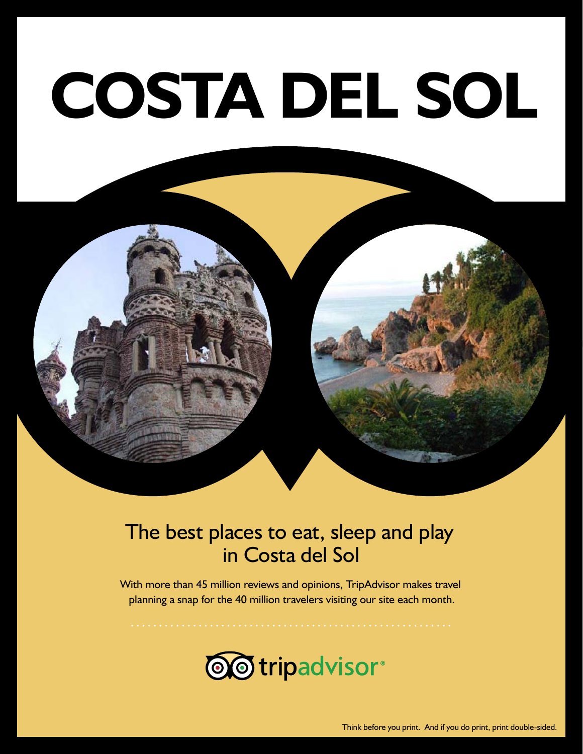# COSTA DEL SOL

## The best places to eat, sleep and play in Costa del Sol

With more than 45 million reviews and opinions, TripAdvisor makes travel planning a snap for the 40 million travelers visiting our site each month.

tripadvisor®

Think before you print. And if you do print, print double-sided.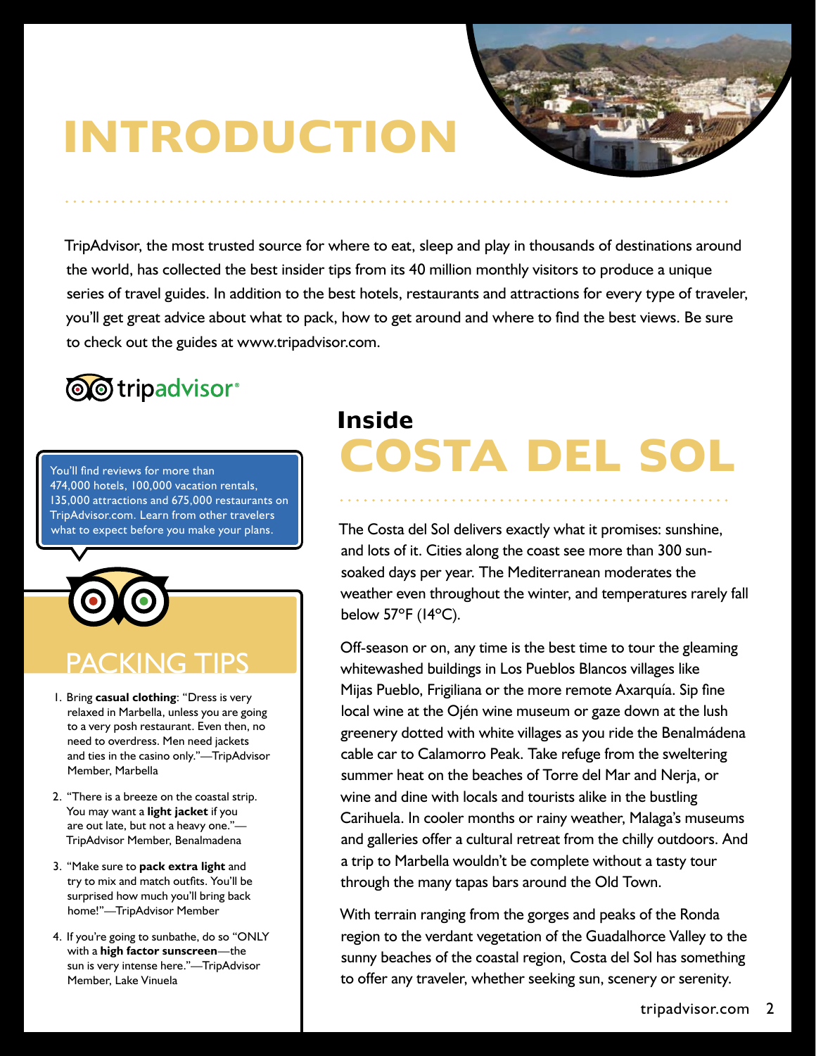# INTRODUCTION

TripAdvisor, the most trusted source for where to eat, sleep and play in thousands of destinations around the world, has collected the best insider tips from its 40 million monthly visitors to produce a unique series of travel guides. In addition to the best hotels, restaurants and attractions for every type of traveler, you'll get great advice about what to pack, how to get around and where to find the best views. Be sure to check out the guides at www.tripadvisor.com.

tripadvisor®

You'll find reviews for more than 474,000 hotels, 100,000 vacation rentals, 135,000 attractions and 675,000 restaurants on TripAdvisor.com. Learn from other travelers what to expect before you make your plans.

## PACKING TIPS

1. Bring **casual clothing**: "Dress is very relaxed in Marbella, unless you are going to a very posh restaurant. Even then, no need to overdress. Men need jackets and ties in the casino only."—TripAdvisor Member, Marbella
2. "There is a breeze on the coastal strip. You may want a **light jacket** if you are out late, but not a heavy one."—TripAdvisor Member, Benalmadena
3. "Make sure to **pack extra light** and try to mix and match outfits. You'll be surprised how much you'll bring back home!"—TripAdvisor Member
4. If you're going to sunbathe, do so "ONLY with a **high factor sunscreen**—the sun is very intense here."—TripAdvisor Member, Lake Vinuela

## Inside COSTA DEL SOL

The Costa del Sol delivers exactly what it promises: sunshine, and lots of it. Cities along the coast see more than 300 sun-soaked days per year. The Mediterranean moderates the weather even throughout the winter, and temperatures rarely fall below 57°F (14°C).

Off-season or on, any time is the best time to tour the gleaming whitewashed buildings in Los Pueblos Blancos villages like Mijas Pueblo, Frigiliana or the more remote Axarquía. Sip fine local wine at the Ojén wine museum or gaze down at the lush greenery dotted with white villages as you ride the Benalmádena cable car to Calamorro Peak. Take refuge from the sweltering summer heat on the beaches of Torre del Mar and Nerja, or wine and dine with locals and tourists alike in the bustling Carihuela. In cooler months or rainy weather, Malaga's museums and galleries offer a cultural retreat from the chilly outdoors. And a trip to Marbella wouldn't be complete without a tasty tour through the many tapas bars around the Old Town.

With terrain ranging from the gorges and peaks of the Ronda region to the verdant vegetation of the Guadalhorce Valley to the sunny beaches of the coastal region, Costa del Sol has something to offer any traveler, whether seeking sun, scenery or serenity.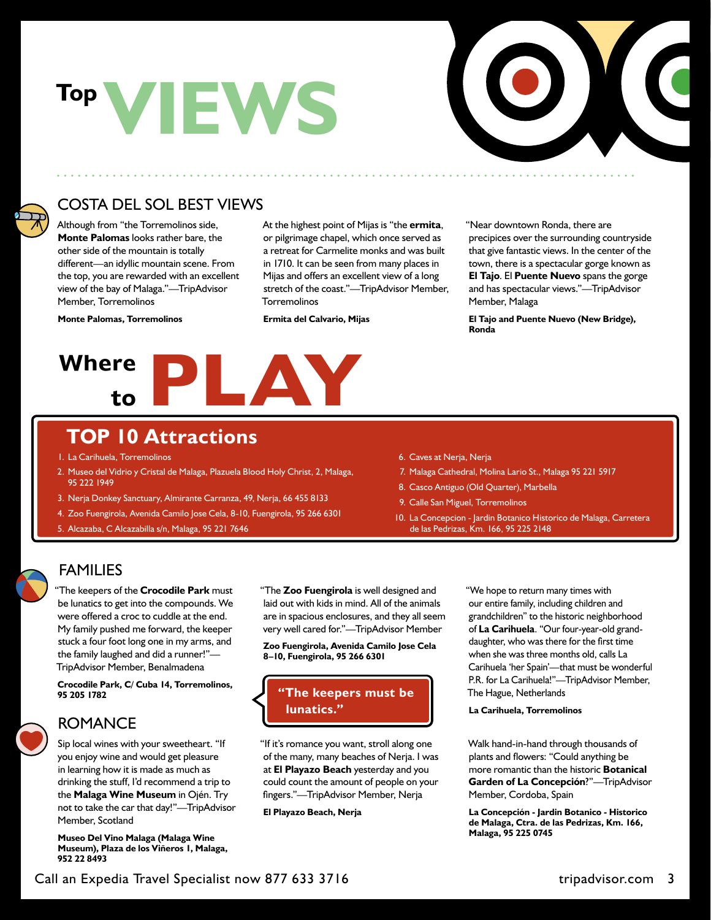# Top VIEWS

## COSTA DEL SOL BEST VIEWS

Although from "the Torremolinos side, **Monte Palomas** looks rather bare, the other side of the mountain is totally different—an idyllic mountain scene. From the top, you are rewarded with an excellent view of the bay of Malaga."—TripAdvisor Member, Torremolinos

**Monte Palomas, Torremolinos**

At the highest point of Mijas is "the **ermita**, or pilgrimage chapel, which once served as a retreat for Carmelite monks and was built in 1710. It can be seen from many places in Mijas and offers an excellent view of a long stretch of the coast."—TripAdvisor Member, Torremolinos

**Ermita del Calvario, Mijas**

"Near downtown Ronda, there are precipices over the surrounding countryside that give fantastic views. In the center of the town, there is a spectacular gorge known as **El Tajo**. El **Puente Nuevo** spans the gorge and has spectacular views."—TripAdvisor Member, Malaga

**El Tajo and Puente Nuevo (New Bridge), Ronda**

# Where to PLAY

## TOP 10 Attractions

1. La Carihuela, Torremolinos
2. Museo del Vidrio y Cristal de Malaga, Plazuela Blood Holy Christ, 2, Malaga, 95 222 1949
3. Nerja Donkey Sanctuary, Almirante Carranza, 49, Nerja, 66 455 8133
4. Zoo Fuengirola, Avenida Camilo Jose Cela, 8-10, Fuengirola, 95 266 6301
5. Alcazaba, C Alcazabilla s/n, Malaga, 95 221 7646
6. Caves at Nerja, Nerja
7. Malaga Cathedral, Molina Lario St., Malaga 95 221 5917
8. Casco Antiguo (Old Quarter), Marbella
9. Calle San Miguel, Torremolinos
10. La Concepcion - Jardin Botanico Historico de Malaga, Carretera de las Pedrizas, Km. 166, 95 225 2148

## FAMILIES

"The keepers of the **Crocodile Park** must be lunatics to get into the compounds. We were offered a croc to cuddle at the end. My family pushed me forward, the keeper stuck a four foot long one in my arms, and the family laughed and did a runner!"—TripAdvisor Member, Benalmadena

**Crocodile Park, C/ Cuba 14, Torremolinos, 95 205 1782**

"The **Zoo Fuengirola** is well designed and laid out with kids in mind. All of the animals are in spacious enclosures, and they all seem very well cared for."—TripAdvisor Member

**Zoo Fuengirola, Avenida Camilo Jose Cela 8–10, Fuengirola, 95 266 6301**

**"The keepers must be lunatics."**

"We hope to return many times with our entire family, including children and grandchildren" to the historic neighborhood of **La Carihuela**. "Our four-year-old granddaughter, who was there for the first time when she was three months old, calls La Carihuela 'her Spain'—that must be wonderful P.R. for La Carihuela!"—TripAdvisor Member, The Hague, Netherlands

**La Carihuela, Torremolinos**

## ROMANCE

Sip local wines with your sweetheart. "If you enjoy wine and would get pleasure in learning how it is made as much as drinking the stuff, I'd recommend a trip to the **Malaga Wine Museum** in Ojén. Try not to take the car that day!"—TripAdvisor Member, Scotland

**Museo Del Vino Malaga (Malaga Wine Museum), Plaza de los Viñeros 1, Malaga, 952 22 8493**

"If it's romance you want, stroll along one of the many, many beaches of Nerja. I was at **El Playazo Beach** yesterday and you could count the amount of people on your fingers."—TripAdvisor Member, Nerja

**El Playazo Beach, Nerja**

Walk hand-in-hand through thousands of plants and flowers: "Could anything be more romantic than the historic **Botanical Garden of La Concepción**?"—TripAdvisor Member, Cordoba, Spain

**La Concepción - Jardin Botanico - Historico de Malaga, Ctra. de las Pedrizas, Km. 166, Malaga, 95 225 0745**

Call an Expedia Travel Specialist now 877 633 3716

tripadvisor.com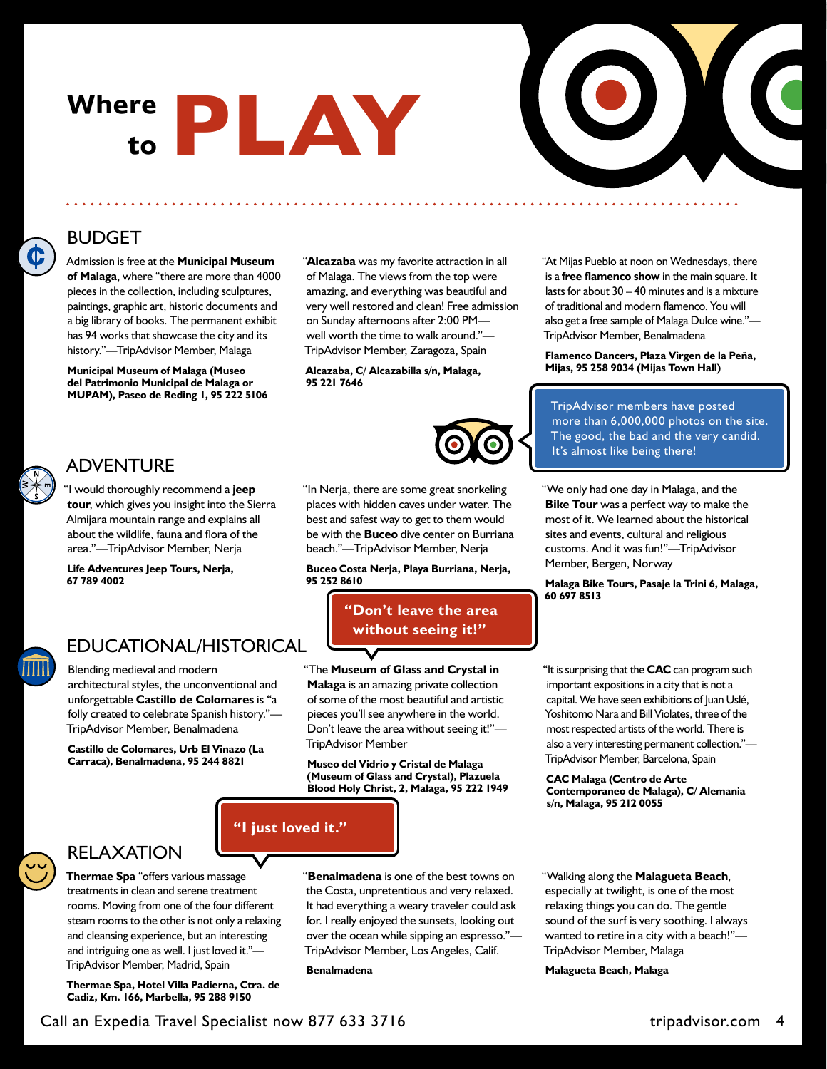# Where to PLAY

## BUDGET

Admission is free at the **Municipal Museum of Malaga**, where "there are more than 4000 pieces in the collection, including sculptures, paintings, graphic art, historic documents and a big library of books. The permanent exhibit has 94 works that showcase the city and its history."—TripAdvisor Member, Malaga

**Municipal Museum of Malaga (Museo del Patrimonio Municipal de Malaga or MUPAM), Paseo de Reding 1, 95 222 5106**

"**Alcazaba** was my favorite attraction in all of Malaga. The views from the top were amazing, and everything was beautiful and very well restored and clean! Free admission on Sunday afternoons after 2:00 PM—well worth the time to walk around."—TripAdvisor Member, Zaragoza, Spain

**Alcazaba, C/ Alcazabilla s/n, Malaga, 95 221 7646**

"At Mijas Pueblo at noon on Wednesdays, there is a **free flamenco show** in the main square. It lasts for about 30 – 40 minutes and is a mixture of traditional and modern flamenco. You will also get a free sample of Malaga Dulce wine."—TripAdvisor Member, Benalmadena

**Flamenco Dancers, Plaza Virgen de la Peña, Mijas, 95 258 9034 (Mijas Town Hall)**

TripAdvisor members have posted more than 6,000,000 photos on the site. The good, the bad and the very candid. It's almost like being there!

## ADVENTURE

"I would thoroughly recommend a **jeep tour**, which gives you insight into the Sierra Almijara mountain range and explains all about the wildlife, fauna and flora of the area."—TripAdvisor Member, Nerja

**Life Adventures Jeep Tours, Nerja, 67 789 4002**

"In Nerja, there are some great snorkeling places with hidden caves under water. The best and safest way to get to them would be with the **Buceo** dive center on Burriana beach."—TripAdvisor Member, Nerja

**Buceo Costa Nerja, Playa Burriana, Nerja, 95 252 8610**

"We only had one day in Malaga, and the **Bike Tour** was a perfect way to make the most of it. We learned about the historical sites and events, cultural and religious customs. And it was fun!"—TripAdvisor Member, Bergen, Norway

**Malaga Bike Tours, Pasaje la Trini 6, Malaga, 60 697 8513**

"Don't leave the area without seeing it!"

## EDUCATIONAL/HISTORICAL

Blending medieval and modern architectural styles, the unconventional and unforgettable **Castillo de Colomares** is "a folly created to celebrate Spanish history."—TripAdvisor Member, Benalmadena

**Castillo de Colomares, Urb El Vinazo (La Carraca), Benalmadena, 95 244 8821**

"The **Museum of Glass and Crystal in Malaga** is an amazing private collection of some of the most beautiful and artistic pieces you'll see anywhere in the world. Don't leave the area without seeing it!"—TripAdvisor Member

**Museo del Vidrio y Cristal de Malaga (Museum of Glass and Crystal), Plazuela Blood Holy Christ, 2, Malaga, 95 222 1949**

"It is surprising that the **CAC** can program such important expositions in a city that is not a capital. We have seen exhibitions of Juan Uslé, Yoshitomo Nara and Bill Violates, three of the most respected artists of the world. There is also a very interesting permanent collection."—TripAdvisor Member, Barcelona, Spain

**CAC Malaga (Centro de Arte Contemporaneo de Malaga), C/ Alemania s/n, Malaga, 95 212 0055**

"I just loved it."

## RELAXATION

**Thermae Spa** "offers various massage treatments in clean and serene treatment rooms. Moving from one of the four different steam rooms to the other is not only a relaxing and cleansing experience, but an interesting and intriguing one as well. I just loved it."—TripAdvisor Member, Madrid, Spain

**Thermae Spa, Hotel Villa Padierna, Ctra. de Cadiz, Km. 166, Marbella, 95 288 9150**

"**Benalmadena** is one of the best towns on the Costa, unpretentious and very relaxed. It had everything a weary traveler could ask for. I really enjoyed the sunsets, looking out over the ocean while sipping an espresso."—TripAdvisor Member, Los Angeles, Calif.

**Benalmadena**

"Walking along the **Malagueta Beach**, especially at twilight, is one of the most relaxing things you can do. The gentle sound of the surf is very soothing. I always wanted to retire in a city with a beach!"—TripAdvisor Member, Malaga

**Malagueta Beach, Malaga**

Call an Expedia Travel Specialist now 877 633 3716

tripadvisor.com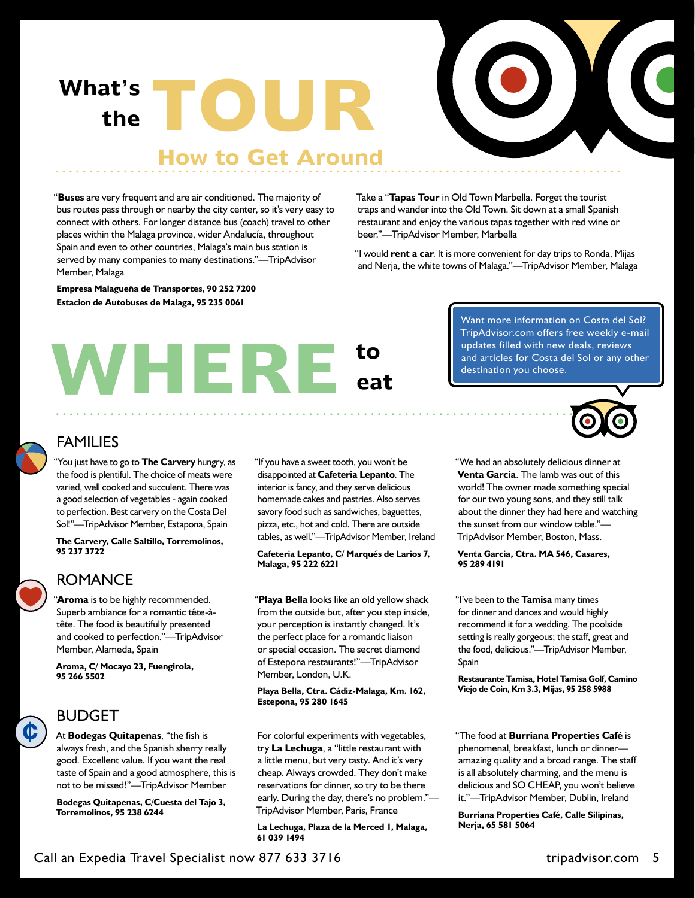# What's the TOUR

## How to Get Around

"**Buses** are very frequent and are air conditioned. The majority of bus routes pass through or nearby the city center, so it's very easy to connect with others. For longer distance bus (coach) travel to other places within the Malaga province, wider Andalucía, throughout Spain and even to other countries, Malaga's main bus station is served by many companies to many destinations."—TripAdvisor Member, Malaga

**Empresa Malagueña de Transportes, 90 252 7200**
**Estacion de Autobuses de Malaga, 95 235 0061**

Take a "**Tapas Tour** in Old Town Marbella. Forget the tourist traps and wander into the Old Town. Sit down at a small Spanish restaurant and enjoy the various tapas together with red wine or beer."—TripAdvisor Member, Marbella

"I would **rent a car**. It is more convenient for day trips to Ronda, Mijas and Nerja, the white towns of Malaga."—TripAdvisor Member, Malaga

Want more information on Costa del Sol? TripAdvisor.com offers free weekly e-mail updates filled with new deals, reviews and articles for Costa del Sol or any other destination you choose.

# WHERE to eat

## FAMILIES

"You just have to go to **The Carvery** hungry, as the food is plentiful. The choice of meats were varied, well cooked and succulent. There was a good selection of vegetables - again cooked to perfection. Best carvery on the Costa Del Sol!"—TripAdvisor Member, Estapona, Spain

**The Carvery, Calle Saltillo, Torremolinos, 95 237 3722**

"If you have a sweet tooth, you won't be disappointed at **Cafeteria Lepanto**. The interior is fancy, and they serve delicious homemade cakes and pastries. Also serves savory food such as sandwiches, baguettes, pizza, etc., hot and cold. There are outside tables, as well."—TripAdvisor Member, Ireland

**Cafeteria Lepanto, C/ Marqués de Larios 7, Malaga, 95 222 6221**

"We had an absolutely delicious dinner at **Venta Garcia**. The lamb was out of this world! The owner made something special for our two young sons, and they still talk about the dinner they had here and watching the sunset from our window table."—TripAdvisor Member, Boston, Mass.

**Venta Garcia, Ctra. MA 546, Casares, 95 289 4191**

## ROMANCE

"**Aroma** is to be highly recommended. Superb ambiance for a romantic tête-à-tête. The food is beautifully presented and cooked to perfection."—TripAdvisor Member, Alameda, Spain

**Aroma, C/ Mocayo 23, Fuengirola, 95 266 5502**

"**Playa Bella** looks like an old yellow shack from the outside but, after you step inside, your perception is instantly changed. It's the perfect place for a romantic liaison or special occasion. The secret diamond of Estepona restaurants!"—TripAdvisor Member, London, U.K.

**Playa Bella, Ctra. Cádiz-Malaga, Km. 162, Estepona, 95 280 1645**

"I've been to the **Tamisa** many times for dinner and dances and would highly recommend it for a wedding. The poolside setting is really gorgeous; the staff, great and the food, delicious."—TripAdvisor Member, Spain

**Restaurante Tamisa, Hotel Tamisa Golf, Camino Viejo de Coin, Km 3.3, Mijas, 95 258 5988**

## BUDGET

At **Bodegas Quitapenas**, "the fish is always fresh, and the Spanish sherry really good. Excellent value. If you want the real taste of Spain and a good atmosphere, this is not to be missed!"—TripAdvisor Member

**Bodegas Quitapenas, C/Cuesta del Tajo 3, Torremolinos, 95 238 6244**

For colorful experiments with vegetables, try **La Lechuga**, a "little restaurant with a little menu, but very tasty. And it's very cheap. Always crowded. They don't make reservations for dinner, so try to be there early. During the day, there's no problem."—TripAdvisor Member, Paris, France

**La Lechuga, Plaza de la Merced 1, Malaga, 61 039 1494**

"The food at **Burriana Properties Café** is phenomenal, breakfast, lunch or dinner—amazing quality and a broad range. The staff is all absolutely charming, and the menu is delicious and SO CHEAP, you won't believe it."—TripAdvisor Member, Dublin, Ireland

**Burriana Properties Café, Calle Silipinas, Nerja, 65 581 5064**

Call an Expedia Travel Specialist now 877 633 3716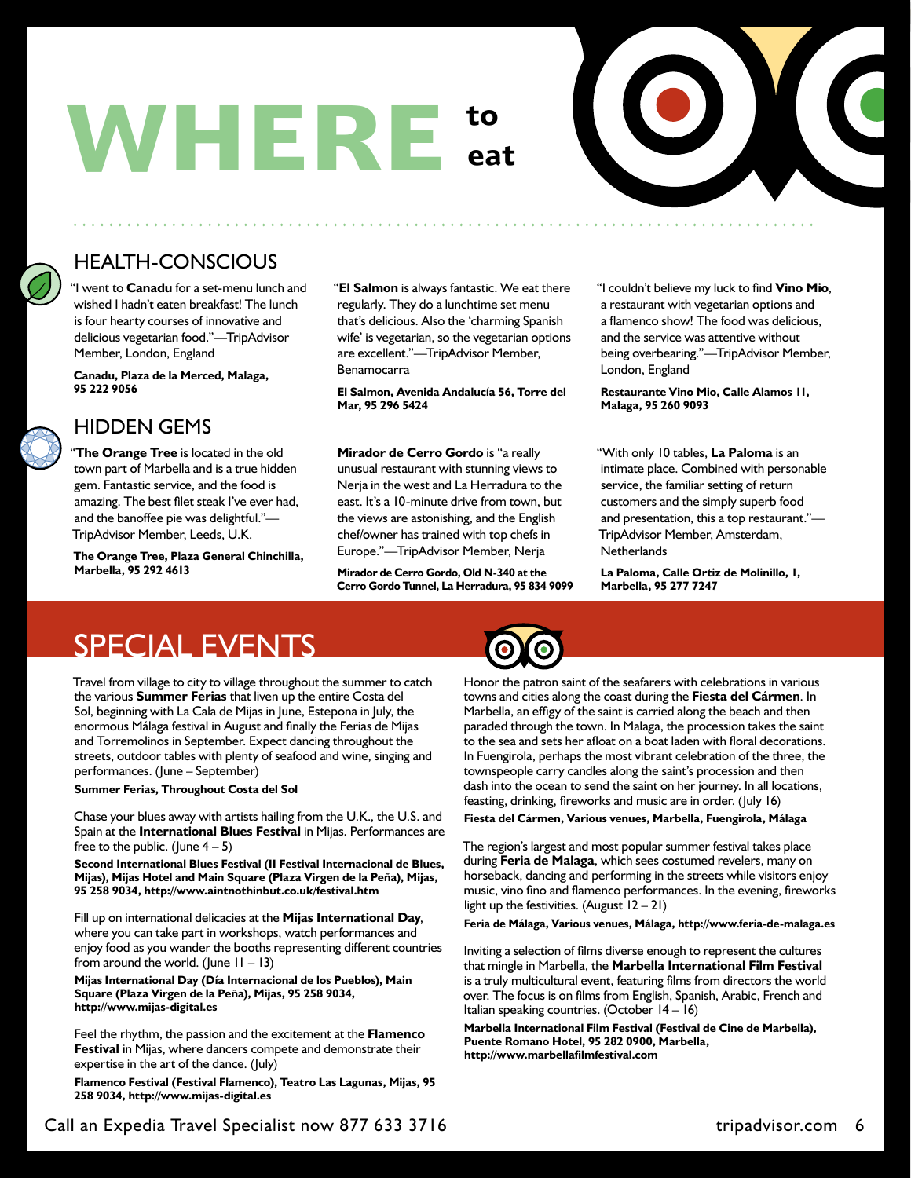# WHERE to eat

## HEALTH-CONSCIOUS

"I went to **Canadu** for a set-menu lunch and wished I hadn't eaten breakfast! The lunch is four hearty courses of innovative and delicious vegetarian food."—TripAdvisor Member, London, England

**Canadu, Plaza de la Merced, Malaga, 95 222 9056**

"**El Salmon** is always fantastic. We eat there regularly. They do a lunchtime set menu that's delicious. Also the 'charming Spanish wife' is vegetarian, so the vegetarian options are excellent."—TripAdvisor Member, Benamocarra

**El Salmon, Avenida Andalucía 56, Torre del Mar, 95 296 5424**

"I couldn't believe my luck to find **Vino Mio**, a restaurant with vegetarian options and a flamenco show! The food was delicious, and the service was attentive without being overbearing."—TripAdvisor Member, London, England

**Restaurante Vino Mio, Calle Alamos 11, Malaga, 95 260 9093**

## HIDDEN GEMS

"**The Orange Tree** is located in the old town part of Marbella and is a true hidden gem. Fantastic service, and the food is amazing. The best filet steak I've ever had, and the banoffee pie was delightful."—TripAdvisor Member, Leeds, U.K.

**The Orange Tree, Plaza General Chinchilla, Marbella, 95 292 4613**

**Mirador de Cerro Gordo** is "a really unusual restaurant with stunning views to Nerja in the west and La Herradura to the east. It's a 10-minute drive from town, but the views are astonishing, and the English chef/owner has trained with top chefs in Europe."—TripAdvisor Member, Nerja

**Mirador de Cerro Gordo, Old N-340 at the Cerro Gordo Tunnel, La Herradura, 95 834 9099**

"With only 10 tables, **La Paloma** is an intimate place. Combined with personable service, the familiar setting of return customers and the simply superb food and presentation, this a top restaurant."—TripAdvisor Member, Amsterdam, Netherlands

**La Paloma, Calle Ortiz de Molinillo, 1, Marbella, 95 277 7247**

# SPECIAL EVENTS

Travel from village to city to village throughout the summer to catch the various **Summer Ferias** that liven up the entire Costa del Sol, beginning with La Cala de Mijas in June, Estepona in July, the enormous Málaga festival in August and finally the Ferias de Mijas and Torremolinos in September. Expect dancing throughout the streets, outdoor tables with plenty of seafood and wine, singing and performances. (June – September)

**Summer Ferias, Throughout Costa del Sol**

Chase your blues away with artists hailing from the U.K., the U.S. and Spain at the **International Blues Festival** in Mijas. Performances are free to the public. (June 4 – 5)

**Second International Blues Festival (II Festival Internacional de Blues, Mijas), Mijas Hotel and Main Square (Plaza Virgen de la Peña), Mijas, 95 258 9034, http://www.aintnothinbut.co.uk/festival.htm**

Fill up on international delicacies at the **Mijas International Day**, where you can take part in workshops, watch performances and enjoy food as you wander the booths representing different countries from around the world. (June 11 – 13)

**Mijas International Day (Día Internacional de los Pueblos), Main Square (Plaza Virgen de la Peña), Mijas, 95 258 9034, http://www.mijas-digital.es**

Feel the rhythm, the passion and the excitement at the **Flamenco Festival** in Mijas, where dancers compete and demonstrate their expertise in the art of the dance. (July)

**Flamenco Festival (Festival Flamenco), Teatro Las Lagunas, Mijas, 95 258 9034, http://www.mijas-digital.es**

Honor the patron saint of the seafarers with celebrations in various towns and cities along the coast during the **Fiesta del Cármen**. In Marbella, an effigy of the saint is carried along the beach and then paraded through the town. In Malaga, the procession takes the saint to the sea and sets her afloat on a boat laden with floral decorations. In Fuengirola, perhaps the most vibrant celebration of the three, the townspeople carry candles along the saint's procession and then dash into the ocean to send the saint on her journey. In all locations, feasting, drinking, fireworks and music are in order. (July 16)

**Fiesta del Cármen, Various venues, Marbella, Fuengirola, Málaga**

The region's largest and most popular summer festival takes place during **Feria de Malaga**, which sees costumed revelers, many on horseback, dancing and performing in the streets while visitors enjoy music, vino fino and flamenco performances. In the evening, fireworks light up the festivities. (August 12 – 21)

**Feria de Málaga, Various venues, Málaga, http://www.feria-de-malaga.es**

Inviting a selection of films diverse enough to represent the cultures that mingle in Marbella, the **Marbella International Film Festival** is a truly multicultural event, featuring films from directors the world over. The focus is on films from English, Spanish, Arabic, French and Italian speaking countries. (October 14 – 16)

**Marbella International Film Festival (Festival de Cine de Marbella), Puente Romano Hotel, 95 282 0900, Marbella, http://www.marbellafilmfestival.com**

Call an Expedia Travel Specialist now 877 633 3716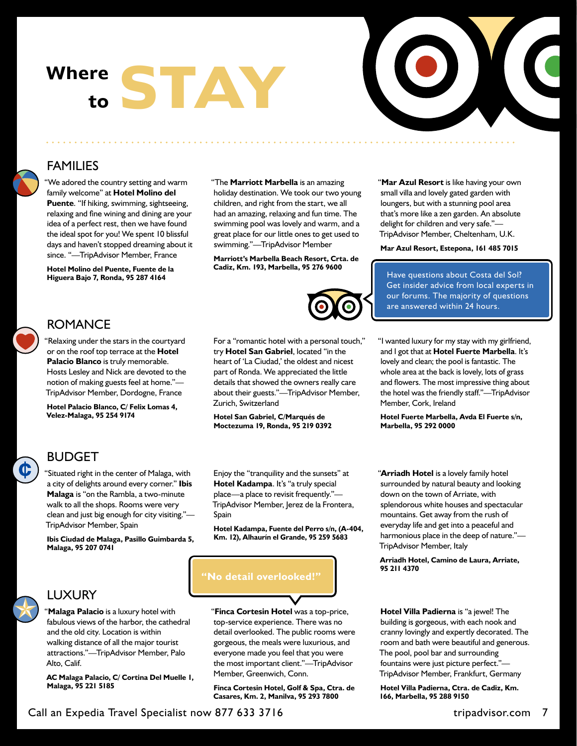# Where to STAY

## FAMILIES

"We adored the country setting and warm family welcome" at **Hotel Molino del Puente**. "If hiking, swimming, sightseeing, relaxing and fine wining and dining are your idea of a perfect rest, then we have found the ideal spot for you! We spent 10 blissful days and haven't stopped dreaming about it since. "—TripAdvisor Member, France

**Hotel Molino del Puente, Fuente de la Higuera Bajo 7, Ronda, 95 287 4164**

"The **Marriott Marbella** is an amazing holiday destination. We took our two young children, and right from the start, we all had an amazing, relaxing and fun time. The swimming pool was lovely and warm, and a great place for our little ones to get used to swimming."—TripAdvisor Member

**Marriott's Marbella Beach Resort, Crta. de Cadiz, Km. 193, Marbella, 95 276 9600**

"**Mar Azul Resort** is like having your own small villa and lovely gated garden with loungers, but with a stunning pool area that's more like a zen garden. An absolute delight for children and very safe."—TripAdvisor Member, Cheltenham, U.K.

**Mar Azul Resort, Estepona, 161 485 7015**

Have questions about Costa del Sol? Get insider advice from local experts in our forums. The majority of questions are answered within 24 hours.

## ROMANCE

"Relaxing under the stars in the courtyard or on the roof top terrace at the **Hotel Palacio Blanco** is truly memorable. Hosts Lesley and Nick are devoted to the notion of making guests feel at home."—TripAdvisor Member, Dordogne, France

**Hotel Palacio Blanco, C/ Felix Lomas 4, Velez-Malaga, 95 254 9174**

For a "romantic hotel with a personal touch," try **Hotel San Gabriel**, located "in the heart of 'La Ciudad,' the oldest and nicest part of Ronda. We appreciated the little details that showed the owners really care about their guests."—TripAdvisor Member, Zurich, Switzerland

**Hotel San Gabriel, C/Marqués de Moctezuma 19, Ronda, 95 219 0392**

"I wanted luxury for my stay with my girlfriend, and I got that at **Hotel Fuerte Marbella**. It's lovely and clean; the pool is fantastic. The whole area at the back is lovely, lots of grass and flowers. The most impressive thing about the hotel was the friendly staff."—TripAdvisor Member, Cork, Ireland

**Hotel Fuerte Marbella, Avda El Fuerte s/n, Marbella, 95 292 0000**

## BUDGET

"Situated right in the center of Malaga, with a city of delights around every corner." **Ibis Malaga** is "on the Rambla, a two-minute walk to all the shops. Rooms were very clean and just big enough for city visiting."—TripAdvisor Member, Spain

**Ibis Ciudad de Malaga, Pasillo Guimbarda 5, Malaga, 95 207 0741**

Enjoy the "tranquility and the sunsets" at **Hotel Kadampa**. It's "a truly special place—a place to revisit frequently."—TripAdvisor Member, Jerez de la Frontera, Spain

**Hotel Kadampa, Fuente del Perro s/n, (A-404, Km. 12), Alhaurín el Grande, 95 259 5683**

"**Arriadh Hotel** is a lovely family hotel surrounded by natural beauty and looking down on the town of Arriate, with splendorous white houses and spectacular mountains. Get away from the rush of everyday life and get into a peaceful and harmonious place in the deep of nature."—TripAdvisor Member, Italy

**Arriadh Hotel, Camino de Laura, Arriate, 95 211 4370**

## LUXURY

"**Malaga Palacio** is a luxury hotel with fabulous views of the harbor, the cathedral and the old city. Location is within walking distance of all the major tourist attractions."—TripAdvisor Member, Palo Alto, Calif.

**AC Malaga Palacio, C/ Cortina Del Muelle 1, Malaga, 95 221 5185**

"No detail overlooked!"

"**Finca Cortesin Hotel** was a top-price, top-service experience. There was no detail overlooked. The public rooms were gorgeous, the meals were luxurious, and everyone made you feel that you were the most important client."—TripAdvisor Member, Greenwich, Conn.

**Finca Cortesin Hotel, Golf & Spa, Ctra. de Casares, Km. 2, Manilva, 95 293 7800**

**Hotel Villa Padierna** is "a jewel! The building is gorgeous, with each nook and cranny lovingly and expertly decorated. The room and bath were beautiful and generous. The pool, pool bar and surrounding fountains were just picture perfect."—TripAdvisor Member, Frankfurt, Germany

**Hotel Villa Padierna, Ctra. de Cadiz, Km. 166, Marbella, 95 288 9150**

Call an Expedia Travel Specialist now 877 633 3716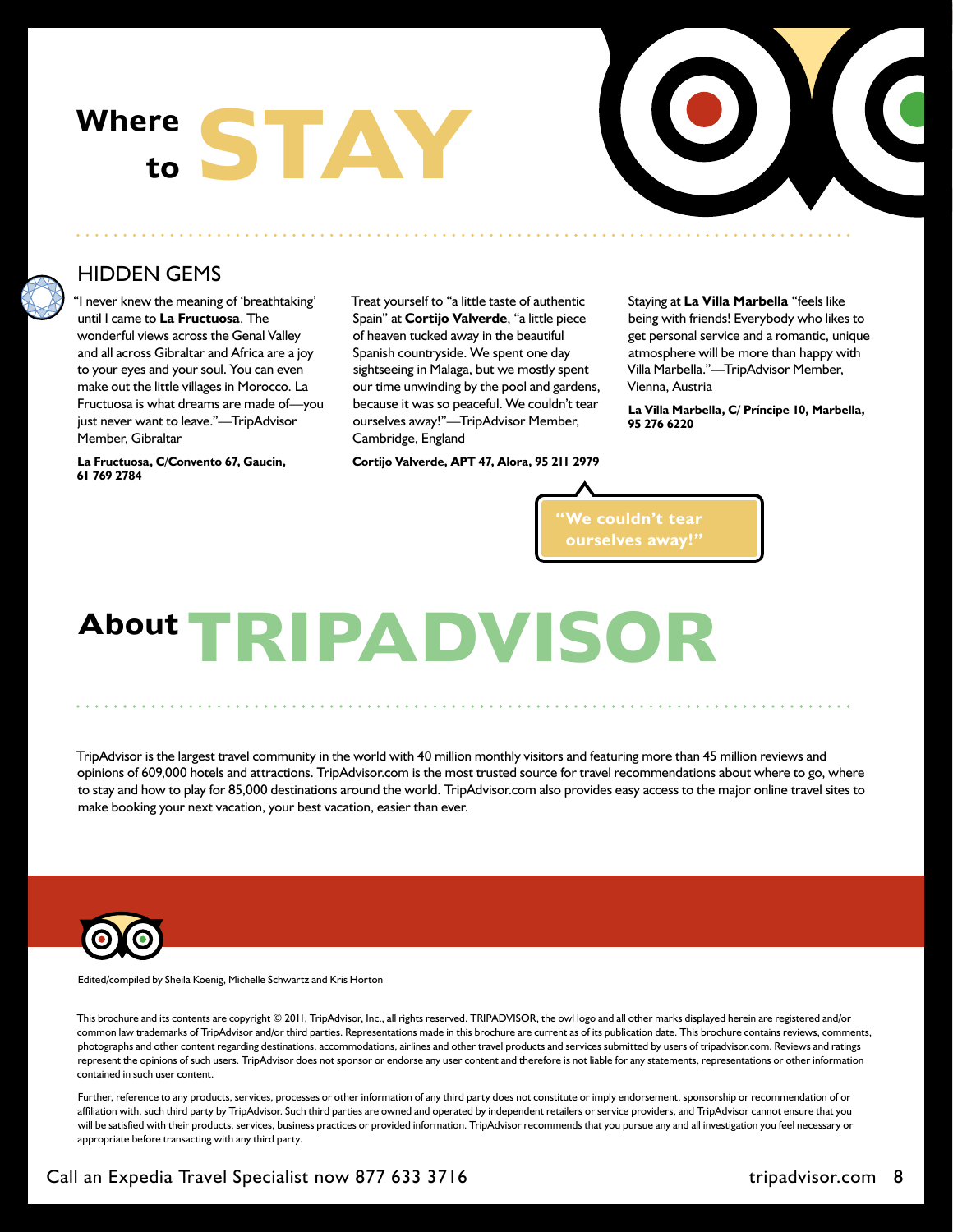# Where to STAY

## HIDDEN GEMS

"I never knew the meaning of 'breathtaking' until I came to **La Fructuosa**. The wonderful views across the Genal Valley and all across Gibraltar and Africa are a joy to your eyes and your soul. You can even make out the little villages in Morocco. La Fructuosa is what dreams are made of—you just never want to leave."—TripAdvisor Member, Gibraltar

**La Fructuosa, C/Convento 67, Gaucin, 61 769 2784**

Treat yourself to "a little taste of authentic Spain" at **Cortijo Valverde**, "a little piece of heaven tucked away in the beautiful Spanish countryside. We spent one day sightseeing in Malaga, but we mostly spent our time unwinding by the pool and gardens, because it was so peaceful. We couldn't tear ourselves away!"—TripAdvisor Member, Cambridge, England

**Cortijo Valverde, APT 47, Alora, 95 211 2979**

Staying at **La Villa Marbella** "feels like being with friends! Everybody who likes to get personal service and a romantic, unique atmosphere will be more than happy with Villa Marbella."—TripAdvisor Member, Vienna, Austria

**La Villa Marbella, C/ Príncipe 10, Marbella, 95 276 6220**

**"We couldn't tear ourselves away!"**

# About TRIPADVISOR

TripAdvisor is the largest travel community in the world with 40 million monthly visitors and featuring more than 45 million reviews and opinions of 609,000 hotels and attractions. TripAdvisor.com is the most trusted source for travel recommendations about where to go, where to stay and how to play for 85,000 destinations around the world. TripAdvisor.com also provides easy access to the major online travel sites to make booking your next vacation, your best vacation, easier than ever.

Edited/compiled by Sheila Koenig, Michelle Schwartz and Kris Horton

This brochure and its contents are copyright © 2011, TripAdvisor, Inc., all rights reserved. TRIPADVISOR, the owl logo and all other marks displayed herein are registered and/or common law trademarks of TripAdvisor and/or third parties. Representations made in this brochure are current as of its publication date. This brochure contains reviews, comments, photographs and other content regarding destinations, accommodations, airlines and other travel products and services submitted by users of tripadvisor.com. Reviews and ratings represent the opinions of such users. TripAdvisor does not sponsor or endorse any user content and therefore is not liable for any statements, representations or other information contained in such user content.

Further, reference to any products, services, processes or other information of any third party does not constitute or imply endorsement, sponsorship or recommendation of or affiliation with, such third party by TripAdvisor. Such third parties are owned and operated by independent retailers or service providers, and TripAdvisor cannot ensure that you will be satisfied with their products, services, business practices or provided information. TripAdvisor recommends that you pursue any and all investigation you feel necessary or appropriate before transacting with any third party.

Call an Expedia Travel Specialist now 877 633 3716